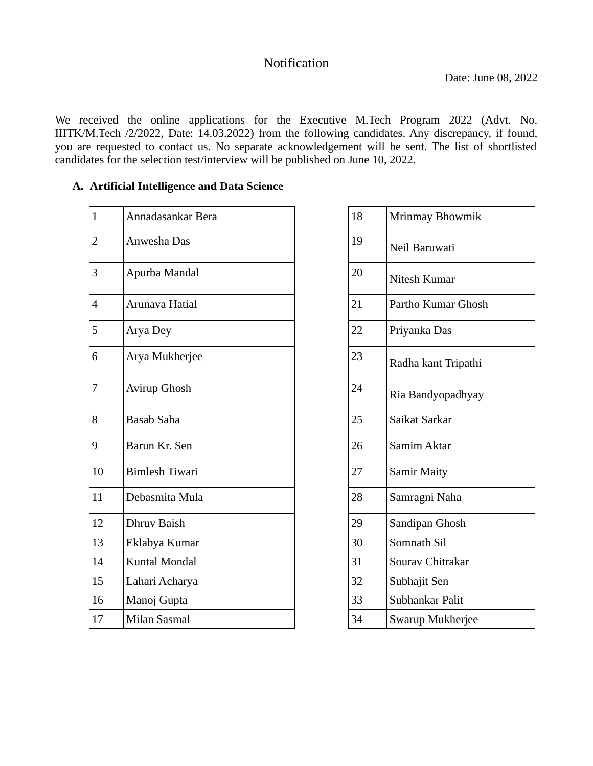# Notification

Date: June 08, 2022

We received the online applications for the Executive M.Tech Program 2022 (Advt. No. IIITK/M.Tech /2/2022, Date: 14.03.2022) from the following candidates. Any discrepancy, if found, you are requested to contact us. No separate acknowledgement will be sent. The list of shortlisted candidates for the selection test/interview will be published on June 10, 2022.

## A. Artificial Intelligence and Data Science

| No. | Name |
|---|---|
| 1 | Annadasankar Bera |
| 2 | Anwesha Das |
| 3 | Apurba Mandal |
| 4 | Arunava Hatial |
| 5 | Arya Dey |
| 6 | Arya Mukherjee |
| 7 | Avirup Ghosh |
| 8 | Basab Saha |
| 9 | Barun Kr. Sen |
| 10 | Bimlesh Tiwari |
| 11 | Debasmita Mula |
| 12 | Dhruv Baish |
| 13 | Eklabya Kumar |
| 14 | Kuntal Mondal |
| 15 | Lahari Acharya |
| 16 | Manoj Gupta |
| 17 | Milan Sasmal |
| 18 | Mrinmay Bhowmik |
| 19 | Neil Baruwati |
| 20 | Nitesh Kumar |
| 21 | Partho Kumar Ghosh |
| 22 | Priyanka Das |
| 23 | Radha kant Tripathi |
| 24 | Ria Bandyopadhyay |
| 25 | Saikat Sarkar |
| 26 | Samim Aktar |
| 27 | Samir Maity |
| 28 | Samragni Naha |
| 29 | Sandipan Ghosh |
| 30 | Somnath Sil |
| 31 | Sourav Chitrakar |
| 32 | Subhajit Sen |
| 33 | Subhankar Palit |
| 34 | Swarup Mukherjee |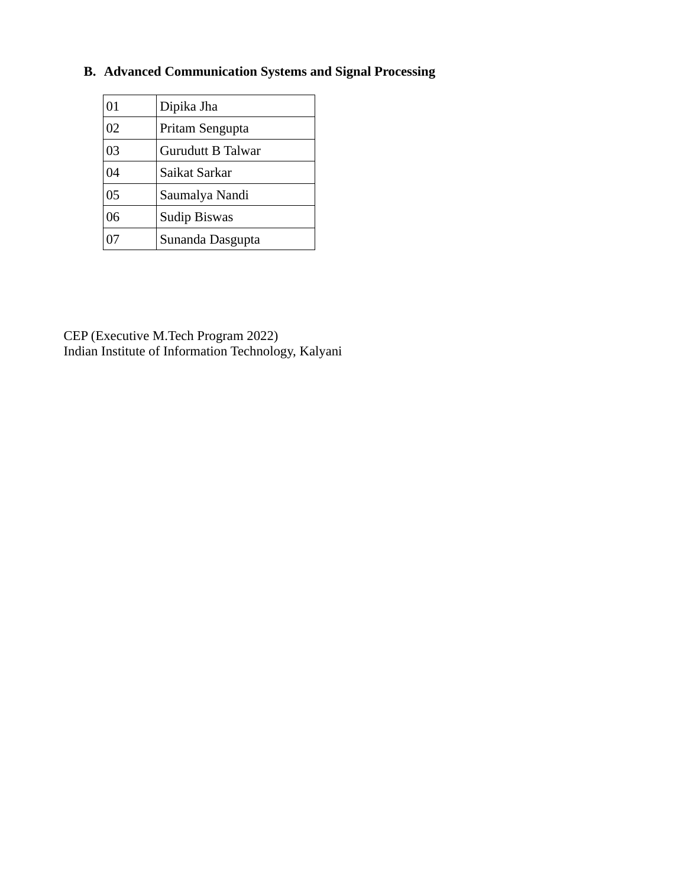**B. Advanced Communication Systems and Signal Processing**

| | |
|---|---|
| 01 | Dipika Jha |
| 02 | Pritam Sengupta |
| 03 | Gurudutt B Talwar |
| 04 | Saikat Sarkar |
| 05 | Saumalya Nandi |
| 06 | Sudip Biswas |
| 07 | Sunanda Dasgupta |

CEP (Executive M.Tech Program 2022)
Indian Institute of Information Technology, Kalyani